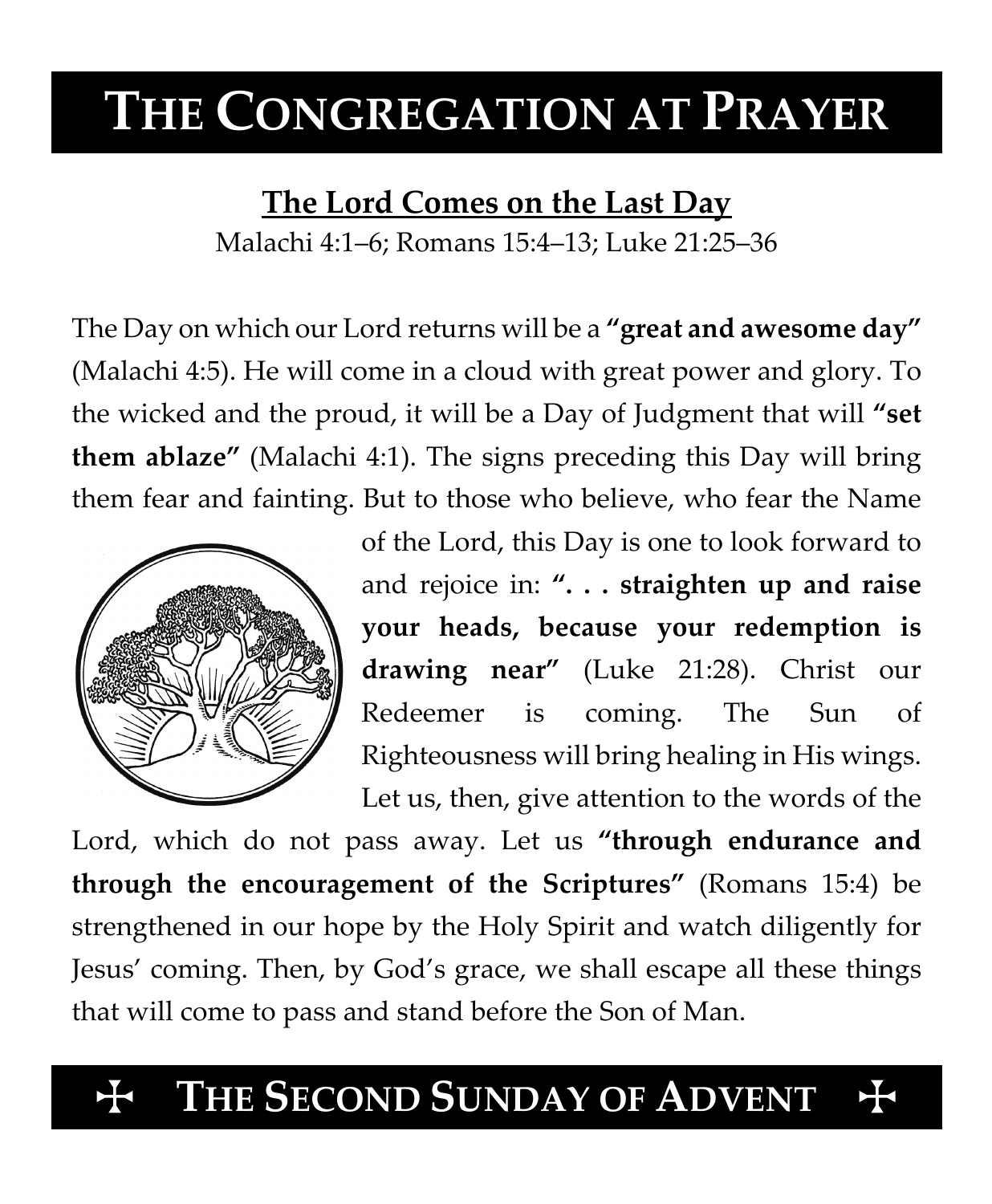# THE CONGREGATION AT PRAYER

## The Lord Comes on the Last Day

Malachi 4:1–6; Romans 15:4–13; Luke 21:25–36

The Day on which our Lord returns will be a **"great and awesome day"** (Malachi 4:5). He will come in a cloud with great power and glory. To the wicked and the proud, it will be a Day of Judgment that will **"set them ablaze"** (Malachi 4:1). The signs preceding this Day will bring them fear and fainting. But to those who believe, who fear the Name of the Lord, this Day is one to look forward to and rejoice in: **". . . straighten up and raise your heads, because your redemption is drawing near"** (Luke 21:28). Christ our Redeemer is coming. The Sun of Righteousness will bring healing in His wings. Let us, then, give attention to the words of the Lord, which do not pass away. Let us **"through endurance and through the encouragement of the Scriptures"** (Romans 15:4) be strengthened in our hope by the Holy Spirit and watch diligently for Jesus' coming. Then, by God's grace, we shall escape all these things that will come to pass and stand before the Son of Man.

## ✠ THE SECOND SUNDAY OF ADVENT ✠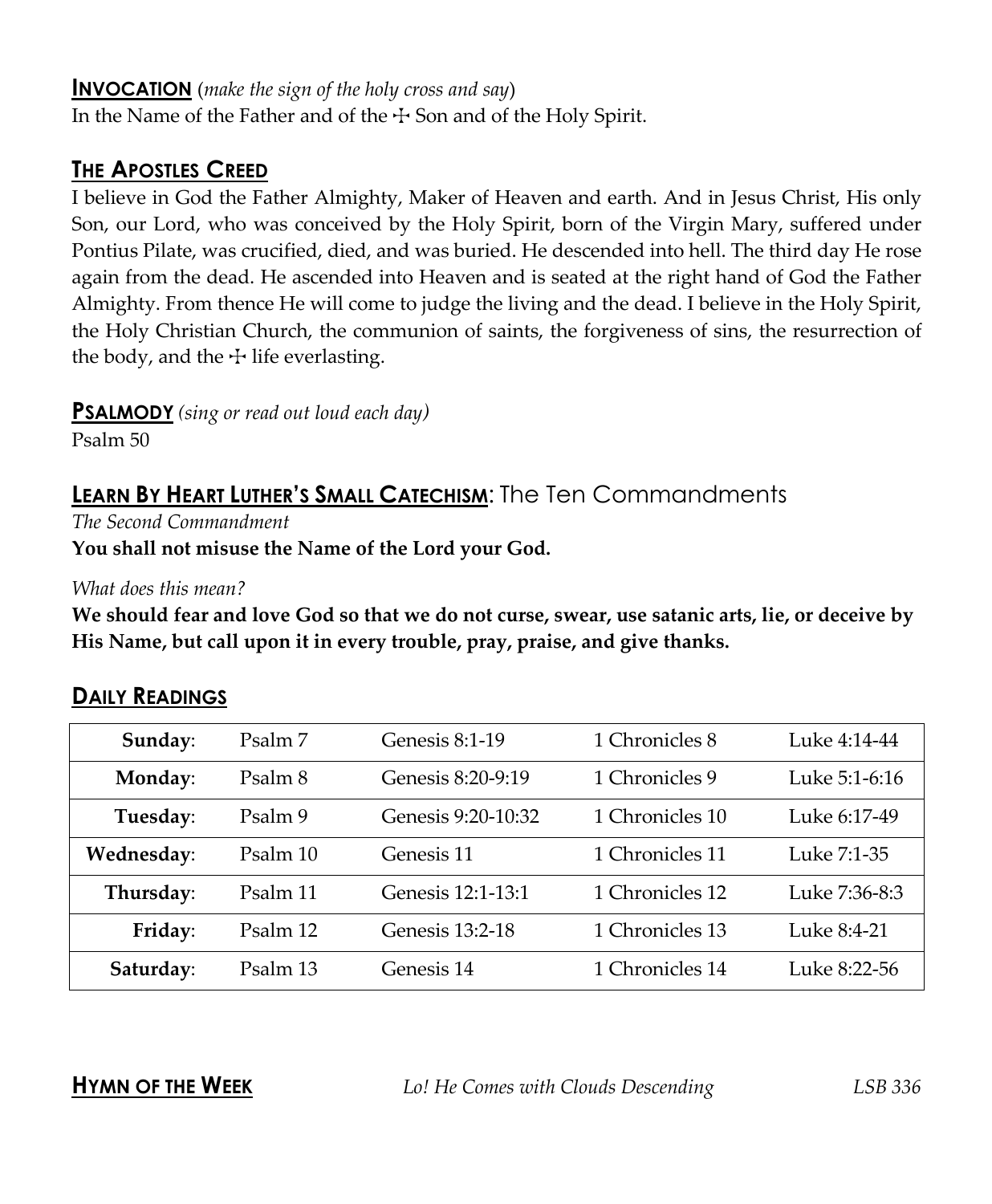## **INVOCATION** (*make the sign of the holy cross and say*)

In the Name of the Father and of the ☩ Son and of the Holy Spirit.

## **THE APOSTLES CREED**

I believe in God the Father Almighty, Maker of Heaven and earth. And in Jesus Christ, His only Son, our Lord, who was conceived by the Holy Spirit, born of the Virgin Mary, suffered under Pontius Pilate, was crucified, died, and was buried. He descended into hell. The third day He rose again from the dead. He ascended into Heaven and is seated at the right hand of God the Father Almighty. From thence He will come to judge the living and the dead. I believe in the Holy Spirit, the Holy Christian Church, the communion of saints, the forgiveness of sins, the resurrection of the body, and the ☩ life everlasting.

## **PSALMODY** *(sing or read out loud each day)*

Psalm 50

## **LEARN BY HEART LUTHER'S SMALL CATECHISM**: The Ten Commandments

*The Second Commandment*

**You shall not misuse the Name of the Lord your God.**

*What does this mean?*

**We should fear and love God so that we do not curse, swear, use satanic arts, lie, or deceive by His Name, but call upon it in every trouble, pray, praise, and give thanks.**

## **DAILY READINGS**

| | | | | |
|---|---|---|---|---|
| **Sunday**: | Psalm 7 | Genesis 8:1-19 | 1 Chronicles 8 | Luke 4:14-44 |
| **Monday**: | Psalm 8 | Genesis 8:20-9:19 | 1 Chronicles 9 | Luke 5:1-6:16 |
| **Tuesday**: | Psalm 9 | Genesis 9:20-10:32 | 1 Chronicles 10 | Luke 6:17-49 |
| **Wednesday**: | Psalm 10 | Genesis 11 | 1 Chronicles 11 | Luke 7:1-35 |
| **Thursday**: | Psalm 11 | Genesis 12:1-13:1 | 1 Chronicles 12 | Luke 7:36-8:3 |
| **Friday**: | Psalm 12 | Genesis 13:2-18 | 1 Chronicles 13 | Luke 8:4-21 |
| **Saturday**: | Psalm 13 | Genesis 14 | 1 Chronicles 14 | Luke 8:22-56 |

## **HYMN OF THE WEEK**

*Lo! He Comes with Clouds Descending* — *LSB 336*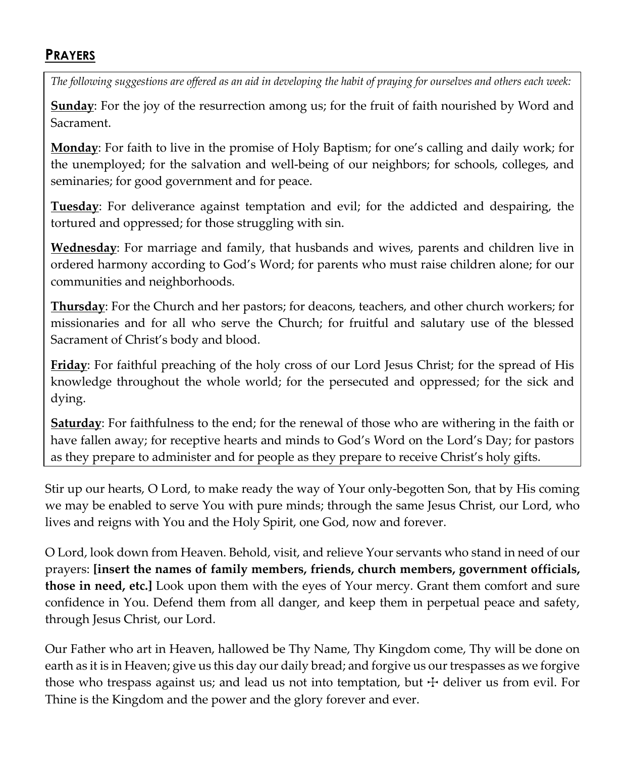## PRAYERS

*The following suggestions are offered as an aid in developing the habit of praying for ourselves and others each week:*

**Sunday**: For the joy of the resurrection among us; for the fruit of faith nourished by Word and Sacrament.

**Monday**: For faith to live in the promise of Holy Baptism; for one's calling and daily work; for the unemployed; for the salvation and well-being of our neighbors; for schools, colleges, and seminaries; for good government and for peace.

**Tuesday**: For deliverance against temptation and evil; for the addicted and despairing, the tortured and oppressed; for those struggling with sin.

**Wednesday**: For marriage and family, that husbands and wives, parents and children live in ordered harmony according to God's Word; for parents who must raise children alone; for our communities and neighborhoods.

**Thursday**: For the Church and her pastors; for deacons, teachers, and other church workers; for missionaries and for all who serve the Church; for fruitful and salutary use of the blessed Sacrament of Christ's body and blood.

**Friday**: For faithful preaching of the holy cross of our Lord Jesus Christ; for the spread of His knowledge throughout the whole world; for the persecuted and oppressed; for the sick and dying.

**Saturday**: For faithfulness to the end; for the renewal of those who are withering in the faith or have fallen away; for receptive hearts and minds to God's Word on the Lord's Day; for pastors as they prepare to administer and for people as they prepare to receive Christ's holy gifts.

Stir up our hearts, O Lord, to make ready the way of Your only-begotten Son, that by His coming we may be enabled to serve You with pure minds; through the same Jesus Christ, our Lord, who lives and reigns with You and the Holy Spirit, one God, now and forever.

O Lord, look down from Heaven. Behold, visit, and relieve Your servants who stand in need of our prayers: **[insert the names of family members, friends, church members, government officials, those in need, etc.]** Look upon them with the eyes of Your mercy. Grant them comfort and sure confidence in You. Defend them from all danger, and keep them in perpetual peace and safety, through Jesus Christ, our Lord.

Our Father who art in Heaven, hallowed be Thy Name, Thy Kingdom come, Thy will be done on earth as it is in Heaven; give us this day our daily bread; and forgive us our trespasses as we forgive those who trespass against us; and lead us not into temptation, but ☩ deliver us from evil. For Thine is the Kingdom and the power and the glory forever and ever.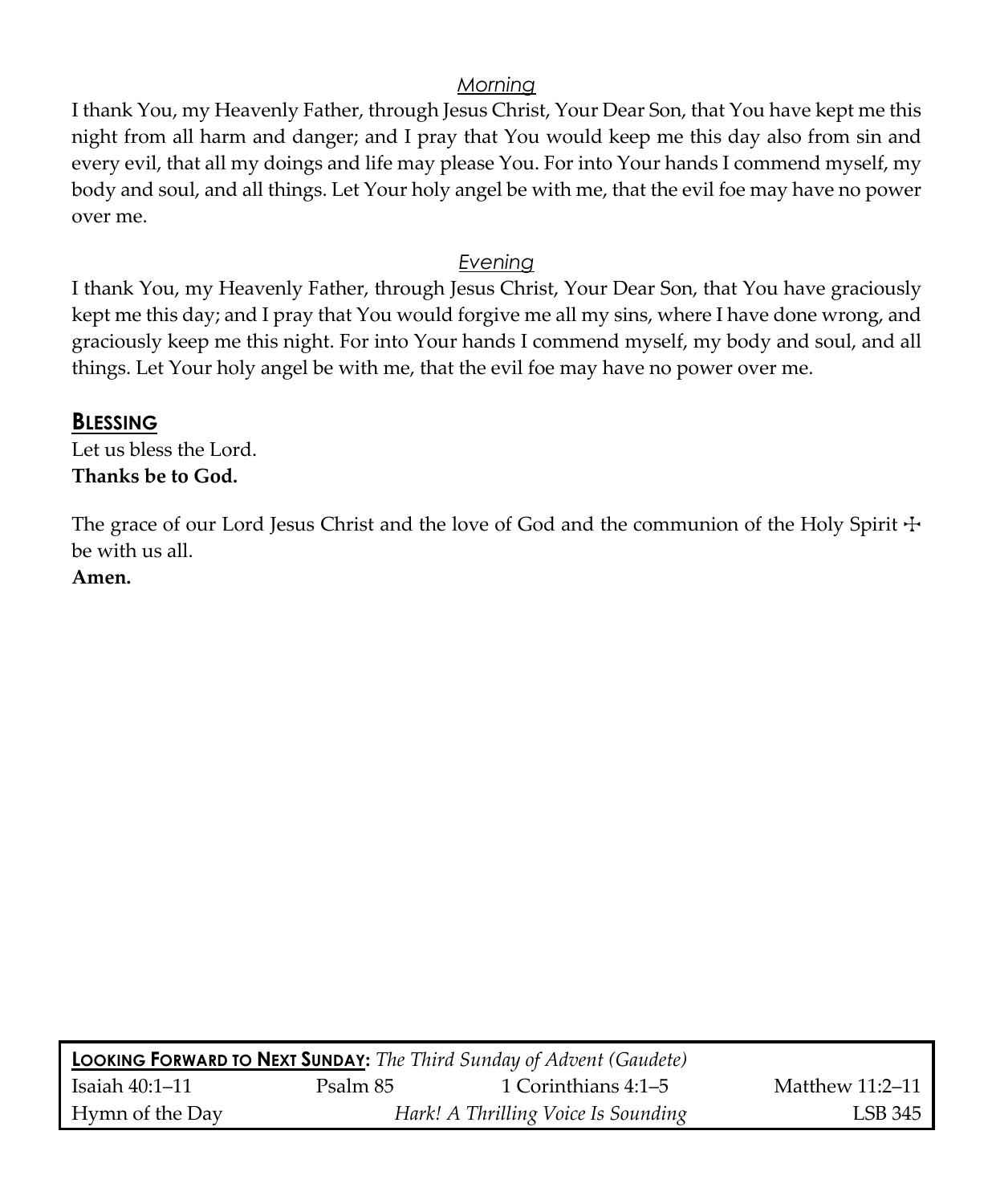*Morning*

I thank You, my Heavenly Father, through Jesus Christ, Your Dear Son, that You have kept me this night from all harm and danger; and I pray that You would keep me this day also from sin and every evil, that all my doings and life may please You. For into Your hands I commend myself, my body and soul, and all things. Let Your holy angel be with me, that the evil foe may have no power over me.

*Evening*

I thank You, my Heavenly Father, through Jesus Christ, Your Dear Son, that You have graciously kept me this day; and I pray that You would forgive me all my sins, where I have done wrong, and graciously keep me this night. For into Your hands I commend myself, my body and soul, and all things. Let Your holy angel be with me, that the evil foe may have no power over me.

## BLESSING

Let us bless the Lord.
**Thanks be to God.**

The grace of our Lord Jesus Christ and the love of God and the communion of the Holy Spirit ☩ be with us all.
**Amen.**

| **LOOKING FORWARD TO NEXT SUNDAY:** *The Third Sunday of Advent (Gaudete)* | | | |
|---|---|---|---|
| Isaiah 40:1–11 | Psalm 85 | 1 Corinthians 4:1–5 | Matthew 11:2–11 |
| Hymn of the Day | *Hark! A Thrilling Voice Is Sounding* | | LSB 345 |